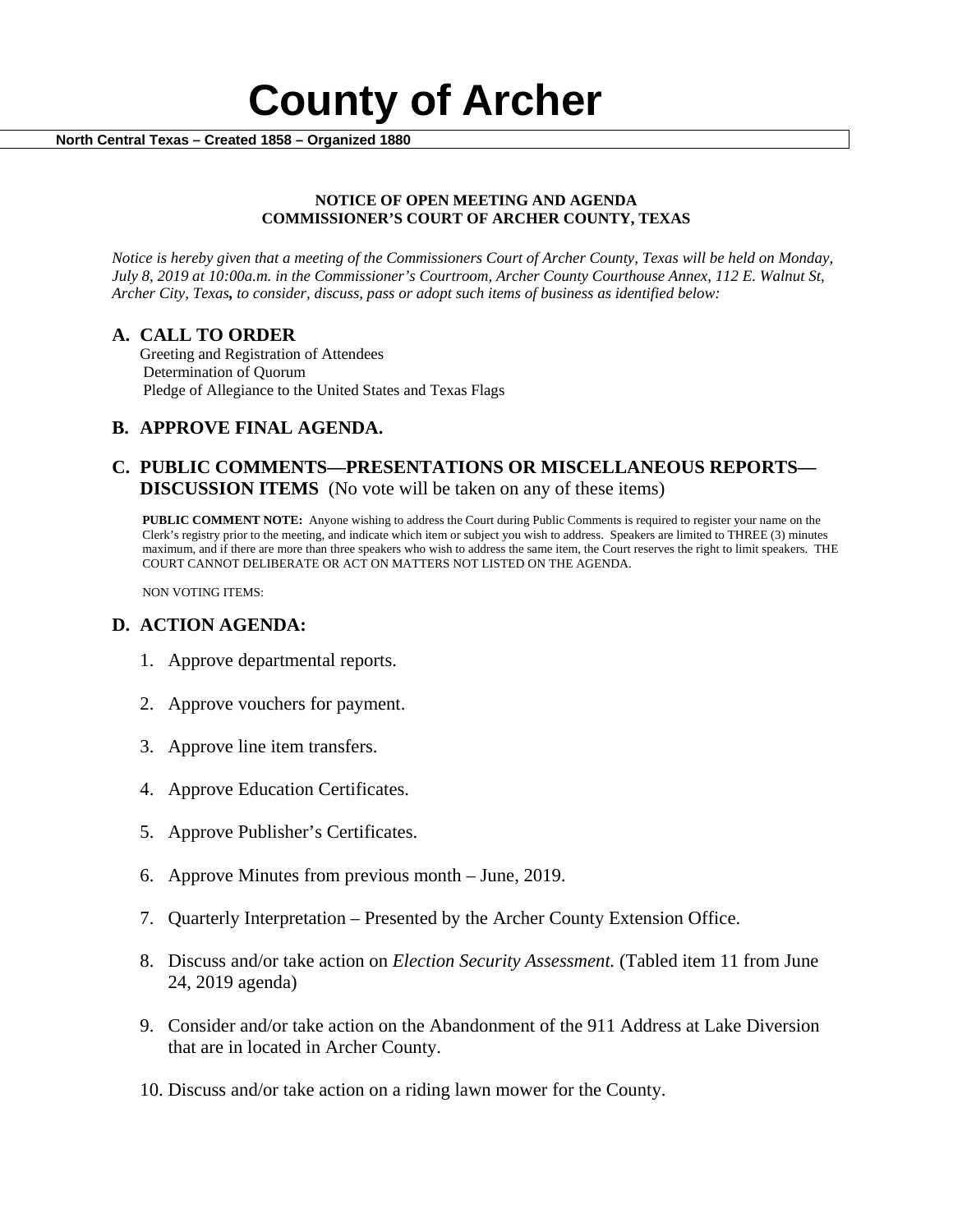# County of Archer

**North Central Texas – Created 1858 – Organized 1880**

**NOTICE OF OPEN MEETING AND AGENDA**
**COMMISSIONER'S COURT OF ARCHER COUNTY, TEXAS**

*Notice is hereby given that a meeting of the Commissioners Court of Archer County, Texas will be held on Monday, July 8, 2019 at 10:00a.m. in the Commissioner's Courtroom, Archer County Courthouse Annex, 112 E. Walnut St, Archer City, Texas, to consider, discuss, pass or adopt such items of business as identified below:*

## A. CALL TO ORDER

Greeting and Registration of Attendees
Determination of Quorum
Pledge of Allegiance to the United States and Texas Flags

## B. APPROVE FINAL AGENDA.

## C. PUBLIC COMMENTS—PRESENTATIONS OR MISCELLANEOUS REPORTS—DISCUSSION ITEMS (No vote will be taken on any of these items)

**PUBLIC COMMENT NOTE:** Anyone wishing to address the Court during Public Comments is required to register your name on the Clerk's registry prior to the meeting, and indicate which item or subject you wish to address. Speakers are limited to THREE (3) minutes maximum, and if there are more than three speakers who wish to address the same item, the Court reserves the right to limit speakers. THE COURT CANNOT DELIBERATE OR ACT ON MATTERS NOT LISTED ON THE AGENDA.

NON VOTING ITEMS:

## D. ACTION AGENDA:

1. Approve departmental reports.
2. Approve vouchers for payment.
3. Approve line item transfers.
4. Approve Education Certificates.
5. Approve Publisher's Certificates.
6. Approve Minutes from previous month – June, 2019.
7. Quarterly Interpretation – Presented by the Archer County Extension Office.
8. Discuss and/or take action on *Election Security Assessment.* (Tabled item 11 from June 24, 2019 agenda)
9. Consider and/or take action on the Abandonment of the 911 Address at Lake Diversion that are in located in Archer County.
10. Discuss and/or take action on a riding lawn mower for the County.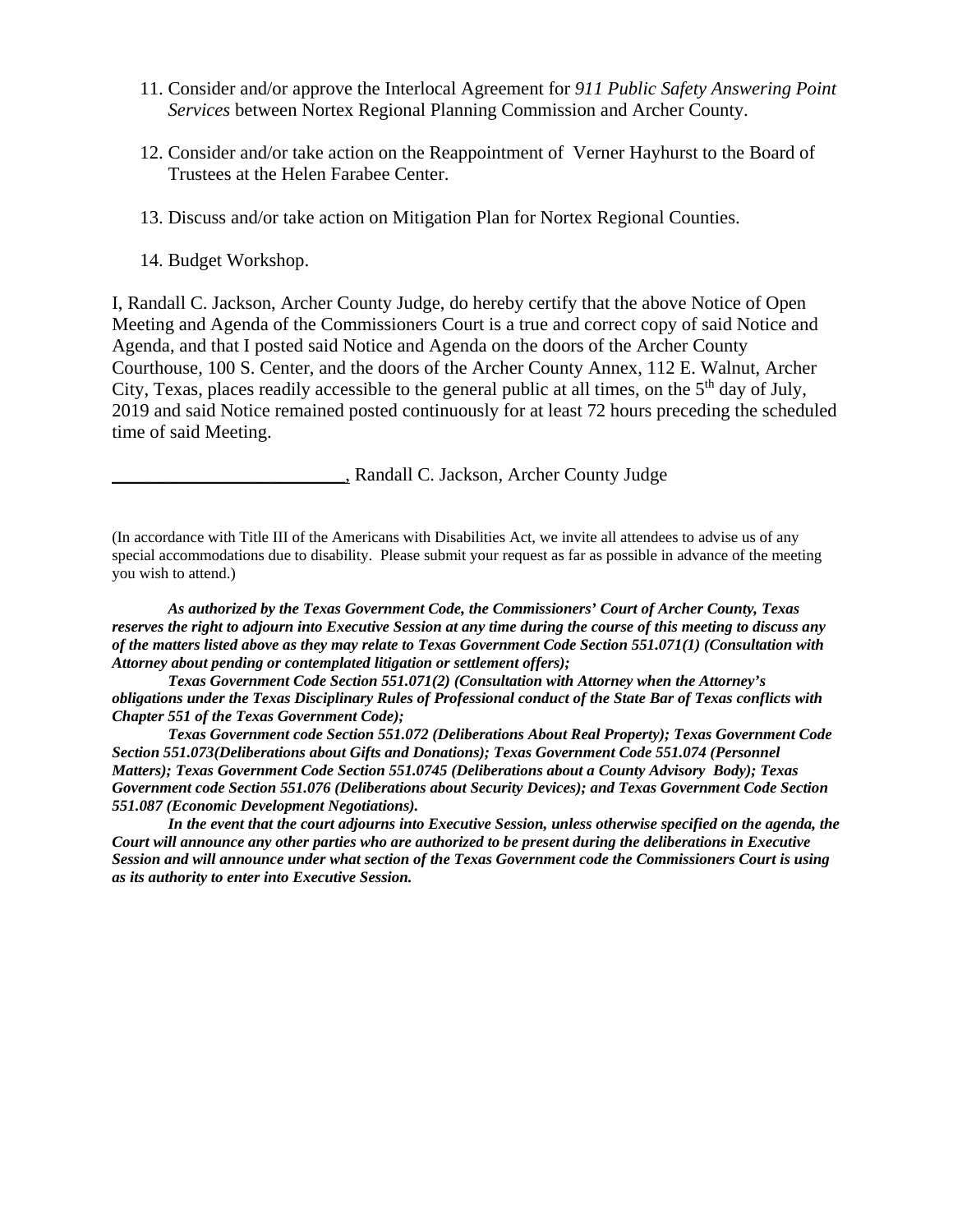11. Consider and/or approve the Interlocal Agreement for *911 Public Safety Answering Point Services* between Nortex Regional Planning Commission and Archer County.

12. Consider and/or take action on the Reappointment of Verner Hayhurst to the Board of Trustees at the Helen Farabee Center.

13. Discuss and/or take action on Mitigation Plan for Nortex Regional Counties.

14. Budget Workshop.

I, Randall C. Jackson, Archer County Judge, do hereby certify that the above Notice of Open Meeting and Agenda of the Commissioners Court is a true and correct copy of said Notice and Agenda, and that I posted said Notice and Agenda on the doors of the Archer County Courthouse, 100 S. Center, and the doors of the Archer County Annex, 112 E. Walnut, Archer City, Texas, places readily accessible to the general public at all times, on the 5th day of July, 2019 and said Notice remained posted continuously for at least 72 hours preceding the scheduled time of said Meeting.

__________________________, Randall C. Jackson, Archer County Judge

(In accordance with Title III of the Americans with Disabilities Act, we invite all attendees to advise us of any special accommodations due to disability. Please submit your request as far as possible in advance of the meeting you wish to attend.)

***As authorized by the Texas Government Code, the Commissioners' Court of Archer County, Texas reserves the right to adjourn into Executive Session at any time during the course of this meeting to discuss any of the matters listed above as they may relate to Texas Government Code Section 551.071(1) (Consultation with Attorney about pending or contemplated litigation or settlement offers);***

***Texas Government Code Section 551.071(2) (Consultation with Attorney when the Attorney's obligations under the Texas Disciplinary Rules of Professional conduct of the State Bar of Texas conflicts with Chapter 551 of the Texas Government Code);***

***Texas Government code Section 551.072 (Deliberations About Real Property); Texas Government Code Section 551.073(Deliberations about Gifts and Donations); Texas Government Code 551.074 (Personnel Matters); Texas Government Code Section 551.0745 (Deliberations about a County Advisory Body); Texas Government code Section 551.076 (Deliberations about Security Devices); and Texas Government Code Section 551.087 (Economic Development Negotiations).***

***In the event that the court adjourns into Executive Session, unless otherwise specified on the agenda, the Court will announce any other parties who are authorized to be present during the deliberations in Executive Session and will announce under what section of the Texas Government code the Commissioners Court is using as its authority to enter into Executive Session.***